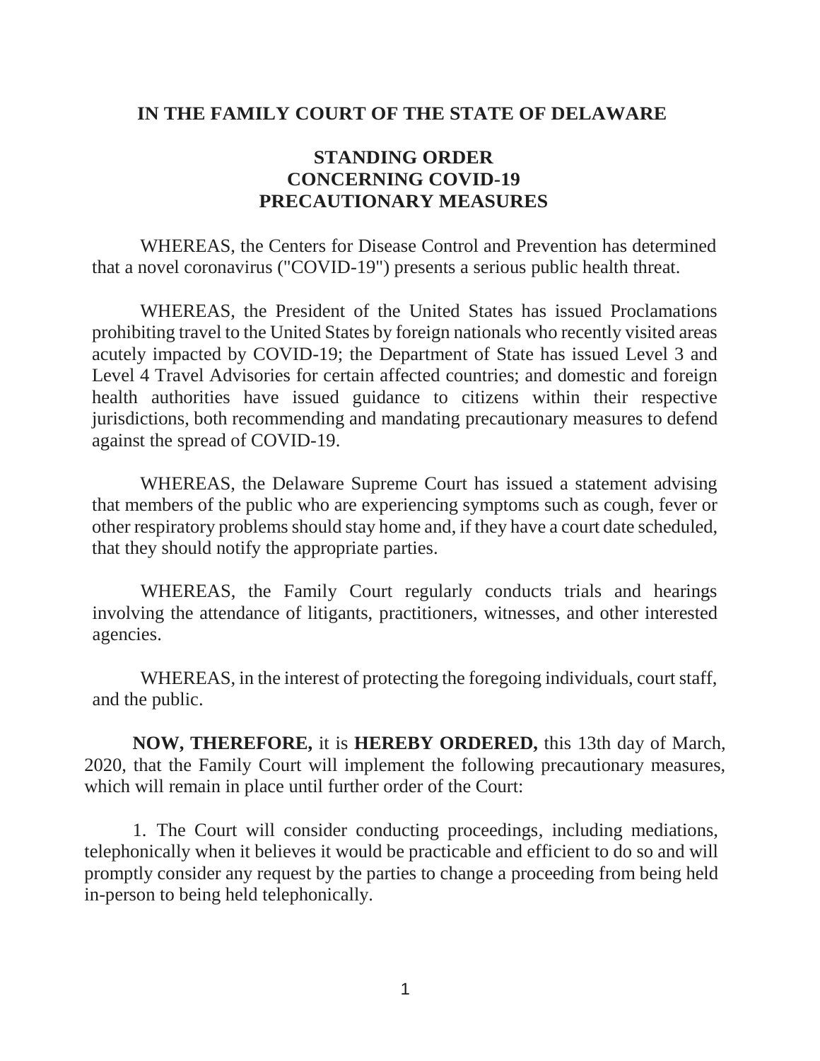**IN THE FAMILY COURT OF THE STATE OF DELAWARE**

**STANDING ORDER**
**CONCERNING COVID-19**
**PRECAUTIONARY MEASURES**

WHEREAS, the Centers for Disease Control and Prevention has determined that a novel coronavirus ("COVID-19") presents a serious public health threat.

WHEREAS, the President of the United States has issued Proclamations prohibiting travel to the United States by foreign nationals who recently visited areas acutely impacted by COVID-19; the Department of State has issued Level 3 and Level 4 Travel Advisories for certain affected countries; and domestic and foreign health authorities have issued guidance to citizens within their respective jurisdictions, both recommending and mandating precautionary measures to defend against the spread of COVID-19.

WHEREAS, the Delaware Supreme Court has issued a statement advising that members of the public who are experiencing symptoms such as cough, fever or other respiratory problems should stay home and, if they have a court date scheduled, that they should notify the appropriate parties.

WHEREAS, the Family Court regularly conducts trials and hearings involving the attendance of litigants, practitioners, witnesses, and other interested agencies.

WHEREAS, in the interest of protecting the foregoing individuals, court staff, and the public.

**NOW, THEREFORE,** it is **HEREBY ORDERED,** this 13th day of March, 2020, that the Family Court will implement the following precautionary measures, which will remain in place until further order of the Court:

1. The Court will consider conducting proceedings, including mediations, telephonically when it believes it would be practicable and efficient to do so and will promptly consider any request by the parties to change a proceeding from being held in-person to being held telephonically.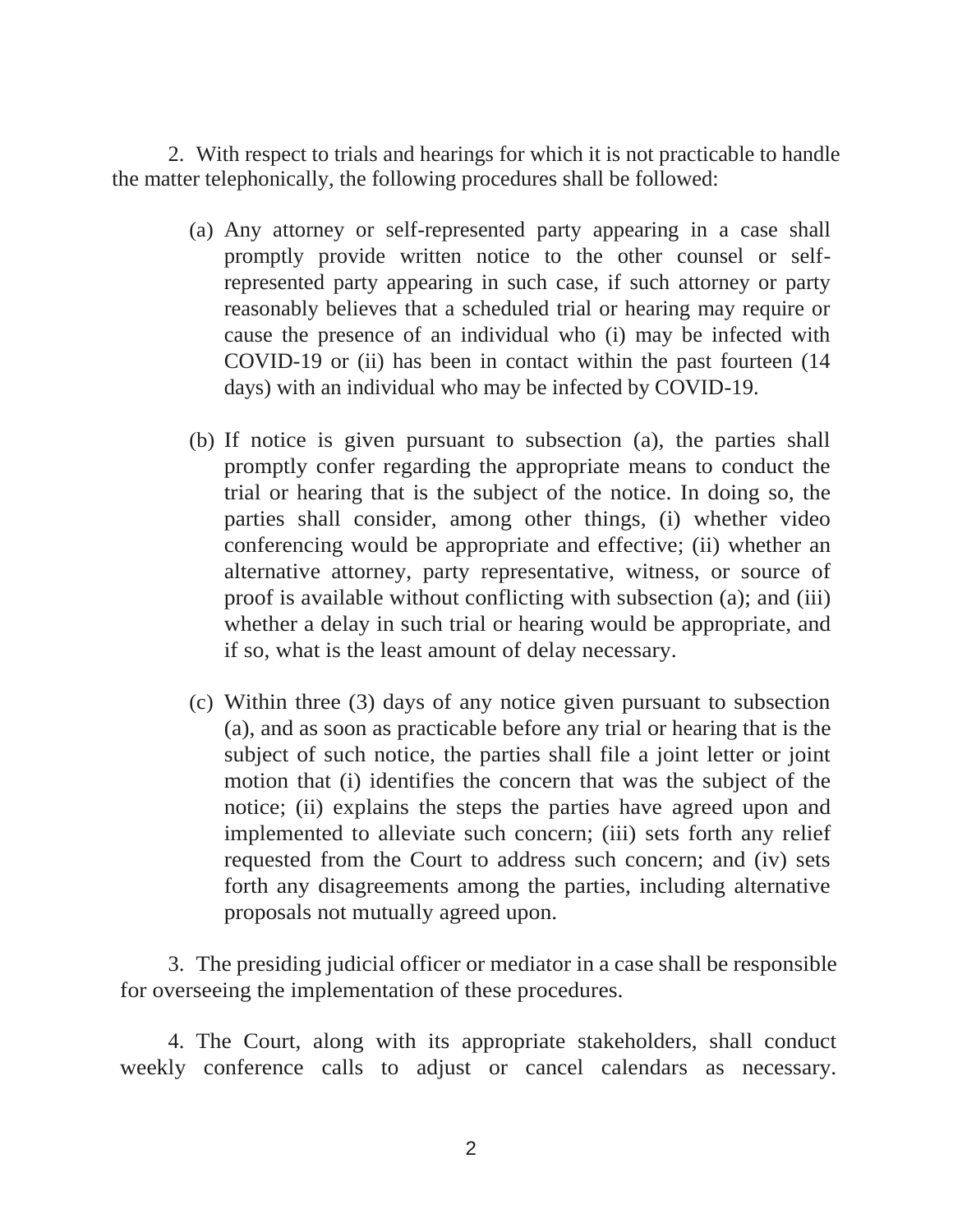2. With respect to trials and hearings for which it is not practicable to handle the matter telephonically, the following procedures shall be followed:

(a) Any attorney or self-represented party appearing in a case shall promptly provide written notice to the other counsel or self-represented party appearing in such case, if such attorney or party reasonably believes that a scheduled trial or hearing may require or cause the presence of an individual who (i) may be infected with COVID-19 or (ii) has been in contact within the past fourteen (14 days) with an individual who may be infected by COVID-19.

(b) If notice is given pursuant to subsection (a), the parties shall promptly confer regarding the appropriate means to conduct the trial or hearing that is the subject of the notice. In doing so, the parties shall consider, among other things, (i) whether video conferencing would be appropriate and effective; (ii) whether an alternative attorney, party representative, witness, or source of proof is available without conflicting with subsection (a); and (iii) whether a delay in such trial or hearing would be appropriate, and if so, what is the least amount of delay necessary.

(c) Within three (3) days of any notice given pursuant to subsection (a), and as soon as practicable before any trial or hearing that is the subject of such notice, the parties shall file a joint letter or joint motion that (i) identifies the concern that was the subject of the notice; (ii) explains the steps the parties have agreed upon and implemented to alleviate such concern; (iii) sets forth any relief requested from the Court to address such concern; and (iv) sets forth any disagreements among the parties, including alternative proposals not mutually agreed upon.

3. The presiding judicial officer or mediator in a case shall be responsible for overseeing the implementation of these procedures.

4. The Court, along with its appropriate stakeholders, shall conduct weekly conference calls to adjust or cancel calendars as necessary.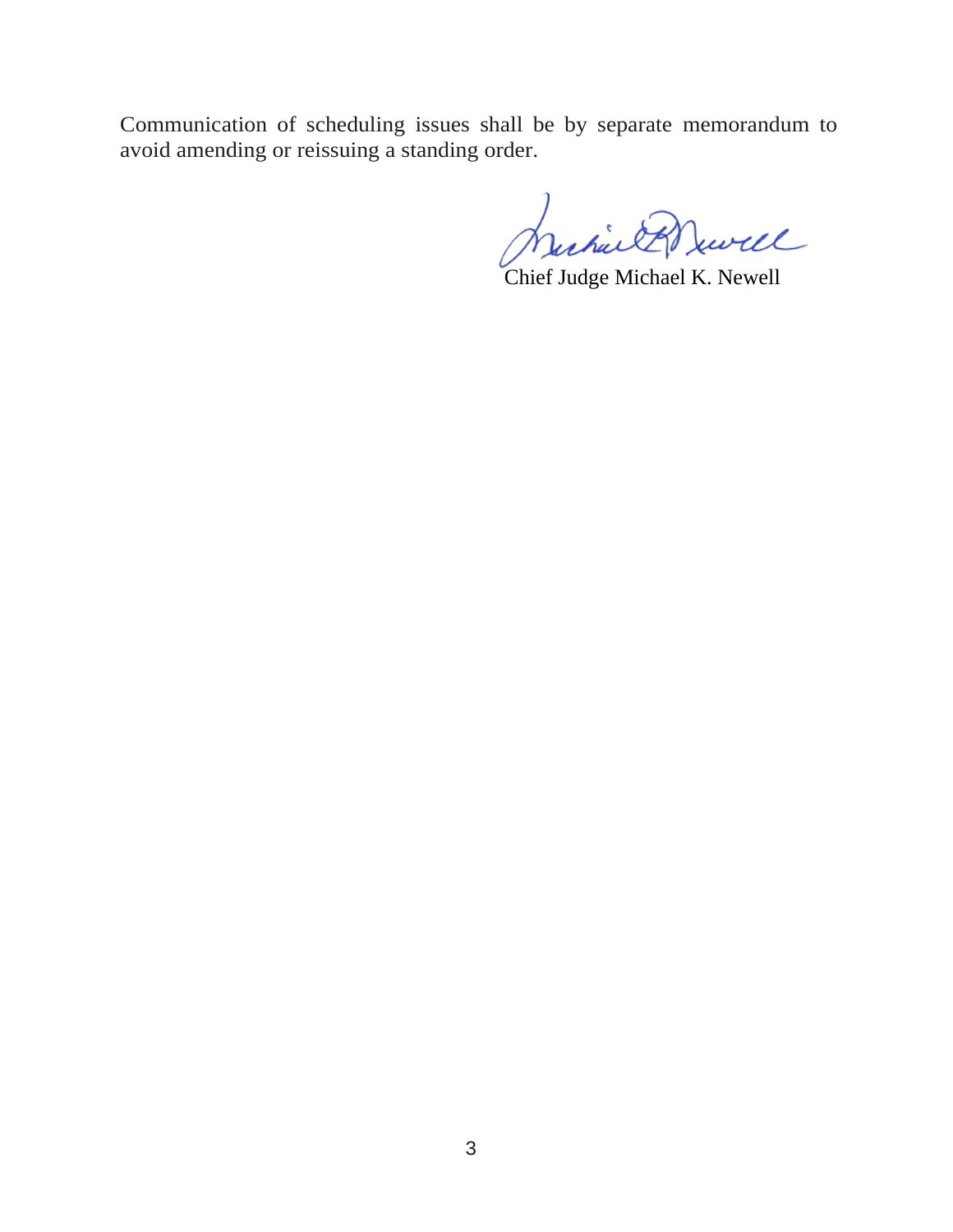Communication of scheduling issues shall be by separate memorandum to avoid amending or reissuing a standing order.

Chief Judge Michael K. Newell